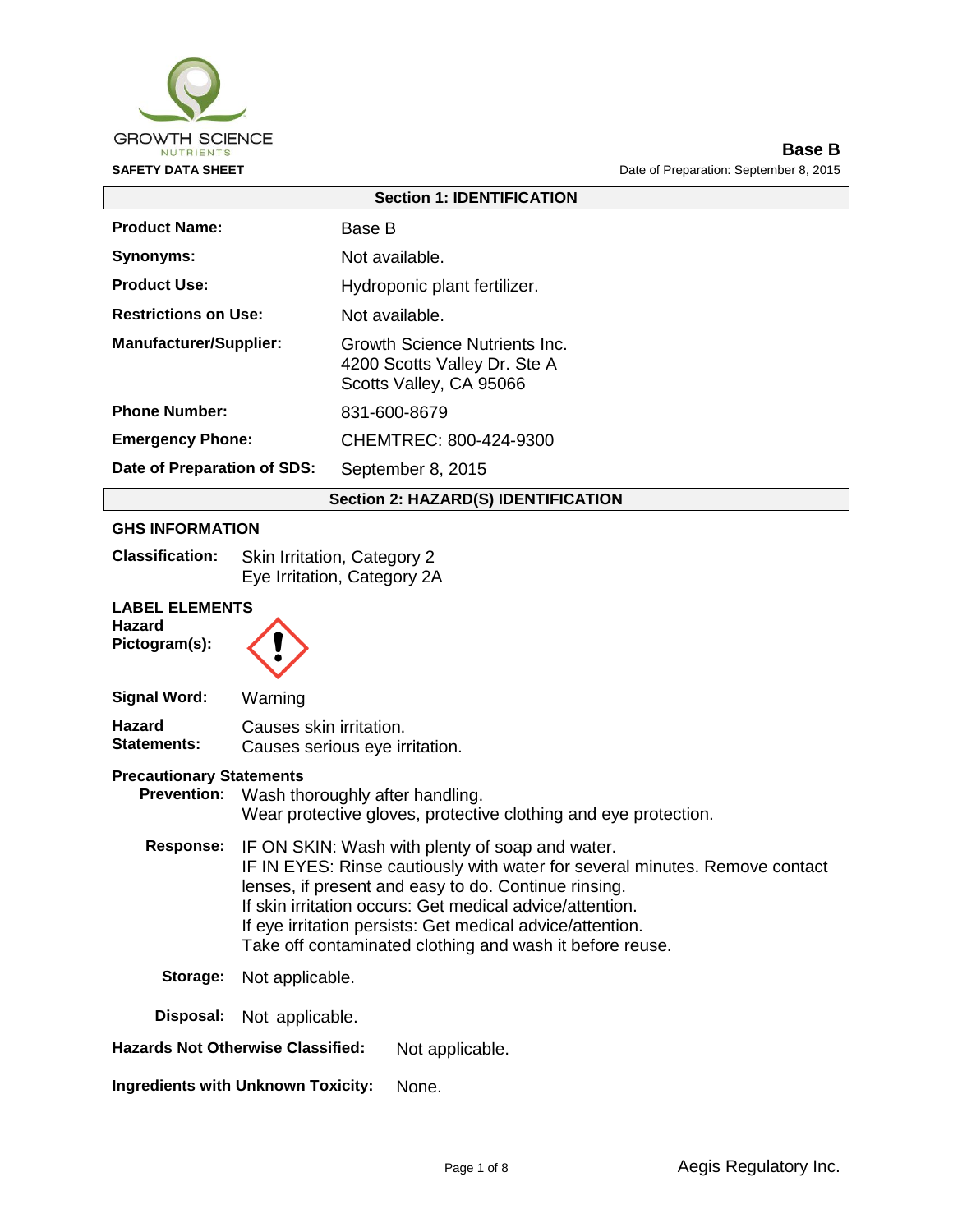GROWTH SCIENCE NUTRIENTS

**SAFETY DATA SHEET**

**Base B**

Date of Preparation: September 8, 2015

## Section 1: IDENTIFICATION

| | |
|---|---|
| **Product Name:** | Base B |
| **Synonyms:** | Not available. |
| **Product Use:** | Hydroponic plant fertilizer. |
| **Restrictions on Use:** | Not available. |
| **Manufacturer/Supplier:** | Growth Science Nutrients Inc.<br>4200 Scotts Valley Dr. Ste A<br>Scotts Valley, CA 95066 |
| **Phone Number:** | 831-600-8679 |
| **Emergency Phone:** | CHEMTREC: 800-424-9300 |
| **Date of Preparation of SDS:** | September 8, 2015 |

## Section 2: HAZARD(S) IDENTIFICATION

### GHS INFORMATION

**Classification:** Skin Irritation, Category 2
Eye Irritation, Category 2A

### LABEL ELEMENTS

**Hazard Pictogram(s):**

**Signal Word:** Warning

**Hazard Statements:** Causes skin irritation.
Causes serious eye irritation.

**Precautionary Statements**

**Prevention:** Wash thoroughly after handling.
Wear protective gloves, protective clothing and eye protection.

**Response:** IF ON SKIN: Wash with plenty of soap and water.
IF IN EYES: Rinse cautiously with water for several minutes. Remove contact lenses, if present and easy to do. Continue rinsing.
If skin irritation occurs: Get medical advice/attention.
If eye irritation persists: Get medical advice/attention.
Take off contaminated clothing and wash it before reuse.

**Storage:** Not applicable.

**Disposal:** Not applicable.

**Hazards Not Otherwise Classified:** Not applicable.

**Ingredients with Unknown Toxicity:** None.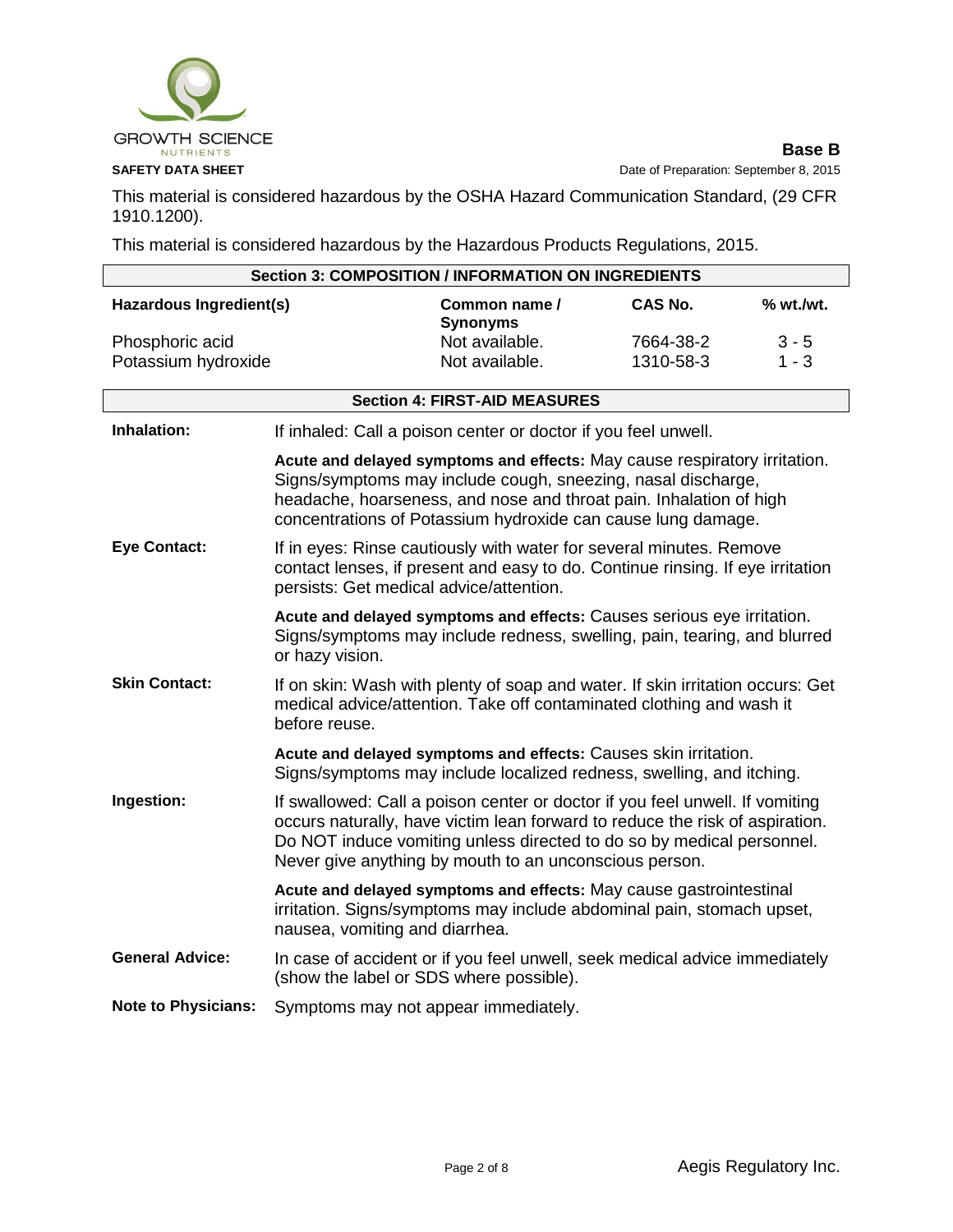This material is considered hazardous by the OSHA Hazard Communication Standard, (29 CFR 1910.1200).

This material is considered hazardous by the Hazardous Products Regulations, 2015.

## Section 3: COMPOSITION / INFORMATION ON INGREDIENTS

| Hazardous Ingredient(s) | Common name / Synonyms | CAS No. | % wt./wt. |
|---|---|---|---|
| Phosphoric acid | Not available. | 7664-38-2 | 3 - 5 |
| Potassium hydroxide | Not available. | 1310-58-3 | 1 - 3 |

## Section 4: FIRST-AID MEASURES

**Inhalation:** If inhaled: Call a poison center or doctor if you feel unwell.

**Acute and delayed symptoms and effects:** May cause respiratory irritation. Signs/symptoms may include cough, sneezing, nasal discharge, headache, hoarseness, and nose and throat pain. Inhalation of high concentrations of Potassium hydroxide can cause lung damage.

**Eye Contact:** If in eyes: Rinse cautiously with water for several minutes. Remove contact lenses, if present and easy to do. Continue rinsing. If eye irritation persists: Get medical advice/attention.

**Acute and delayed symptoms and effects:** Causes serious eye irritation. Signs/symptoms may include redness, swelling, pain, tearing, and blurred or hazy vision.

**Skin Contact:** If on skin: Wash with plenty of soap and water. If skin irritation occurs: Get medical advice/attention. Take off contaminated clothing and wash it before reuse.

**Acute and delayed symptoms and effects:** Causes skin irritation. Signs/symptoms may include localized redness, swelling, and itching.

**Ingestion:** If swallowed: Call a poison center or doctor if you feel unwell. If vomiting occurs naturally, have victim lean forward to reduce the risk of aspiration. Do NOT induce vomiting unless directed to do so by medical personnel. Never give anything by mouth to an unconscious person.

**Acute and delayed symptoms and effects:** May cause gastrointestinal irritation. Signs/symptoms may include abdominal pain, stomach upset, nausea, vomiting and diarrhea.

**General Advice:** In case of accident or if you feel unwell, seek medical advice immediately (show the label or SDS where possible).

**Note to Physicians:** Symptoms may not appear immediately.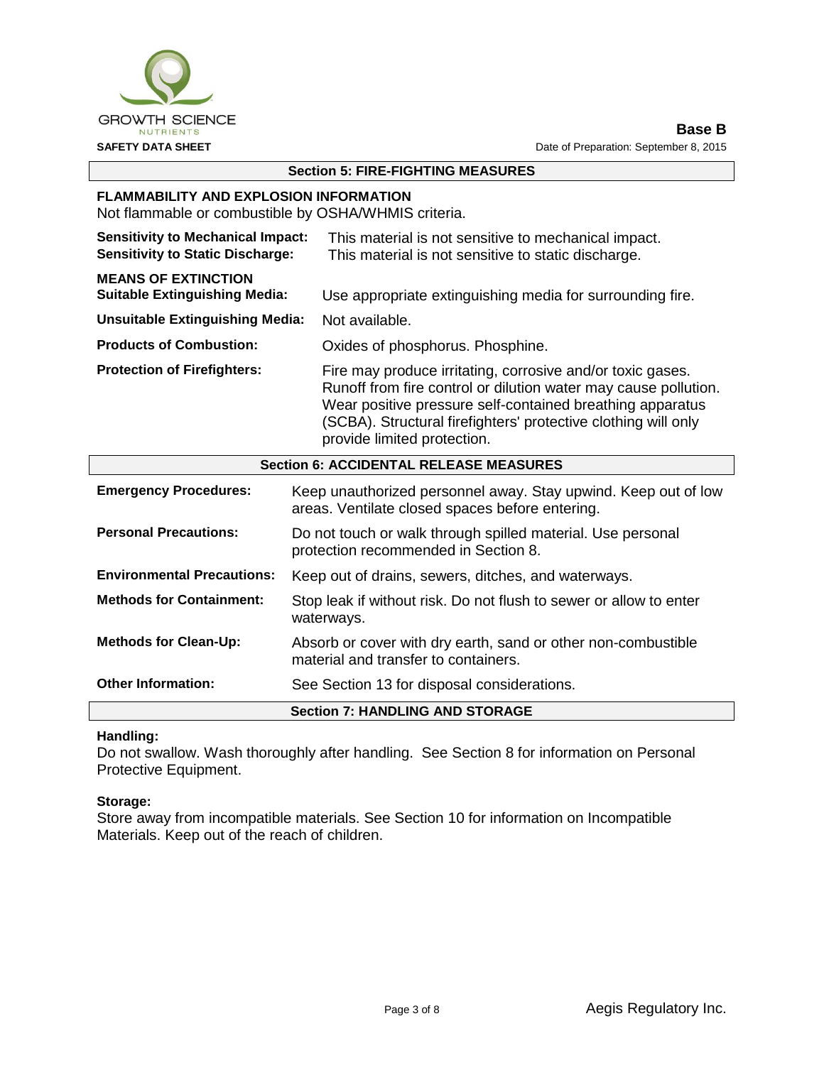## Section 5: FIRE-FIGHTING MEASURES

### FLAMMABILITY AND EXPLOSION INFORMATION

Not flammable or combustible by OSHA/WHMIS criteria.

**Sensitivity to Mechanical Impact:** This material is not sensitive to mechanical impact.

**Sensitivity to Static Discharge:** This material is not sensitive to static discharge.

### MEANS OF EXTINCTION

**Suitable Extinguishing Media:** Use appropriate extinguishing media for surrounding fire.

**Unsuitable Extinguishing Media:** Not available.

**Products of Combustion:** Oxides of phosphorus. Phosphine.

**Protection of Firefighters:** Fire may produce irritating, corrosive and/or toxic gases. Runoff from fire control or dilution water may cause pollution. Wear positive pressure self-contained breathing apparatus (SCBA). Structural firefighters' protective clothing will only provide limited protection.

## Section 6: ACCIDENTAL RELEASE MEASURES

**Emergency Procedures:** Keep unauthorized personnel away. Stay upwind. Keep out of low areas. Ventilate closed spaces before entering.

**Personal Precautions:** Do not touch or walk through spilled material. Use personal protection recommended in Section 8.

**Environmental Precautions:** Keep out of drains, sewers, ditches, and waterways.

**Methods for Containment:** Stop leak if without risk. Do not flush to sewer or allow to enter waterways.

**Methods for Clean-Up:** Absorb or cover with dry earth, sand or other non-combustible material and transfer to containers.

**Other Information:** See Section 13 for disposal considerations.

## Section 7: HANDLING AND STORAGE

**Handling:**

Do not swallow. Wash thoroughly after handling. See Section 8 for information on Personal Protective Equipment.

**Storage:**

Store away from incompatible materials. See Section 10 for information on Incompatible Materials. Keep out of the reach of children.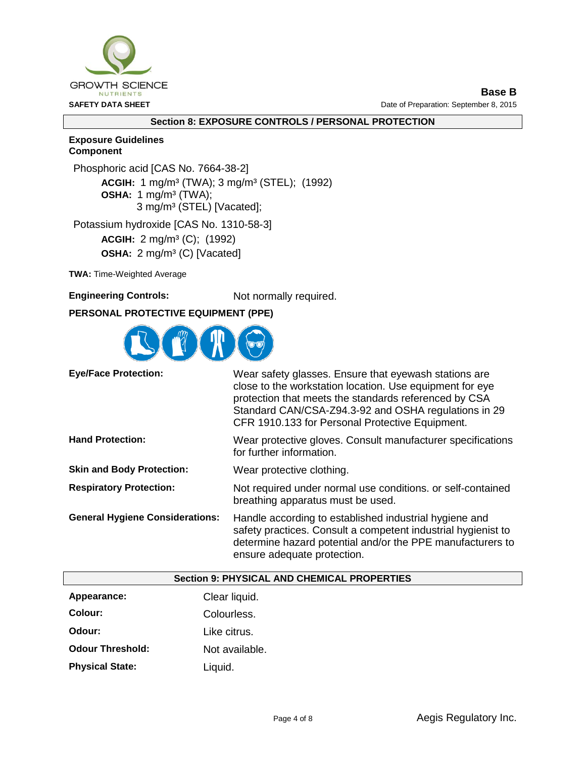## Section 8: EXPOSURE CONTROLS / PERSONAL PROTECTION

**Exposure Guidelines**
**Component**

Phosphoric acid [CAS No. 7664-38-2]

- **ACGIH:** 1 mg/m³ (TWA); 3 mg/m³ (STEL); (1992)
- **OSHA:** 1 mg/m³ (TWA);
  3 mg/m³ (STEL) [Vacated];

Potassium hydroxide [CAS No. 1310-58-3]

- **ACGIH:** 2 mg/m³ (C); (1992)
- **OSHA:** 2 mg/m³ (C) [Vacated]

**TWA:** Time-Weighted Average

**Engineering Controls:** Not normally required.

**PERSONAL PROTECTIVE EQUIPMENT (PPE)**

| | |
|---|---|
| **Eye/Face Protection:** | Wear safety glasses. Ensure that eyewash stations are close to the workstation location. Use equipment for eye protection that meets the standards referenced by CSA Standard CAN/CSA-Z94.3-92 and OSHA regulations in 29 CFR 1910.133 for Personal Protective Equipment. |
| **Hand Protection:** | Wear protective gloves. Consult manufacturer specifications for further information. |
| **Skin and Body Protection:** | Wear protective clothing. |
| **Respiratory Protection:** | Not required under normal use conditions. or self-contained breathing apparatus must be used. |
| **General Hygiene Considerations:** | Handle according to established industrial hygiene and safety practices. Consult a competent industrial hygienist to determine hazard potential and/or the PPE manufacturers to ensure adequate protection. |

## Section 9: PHYSICAL AND CHEMICAL PROPERTIES

| | |
|---|---|
| **Appearance:** | Clear liquid. |
| **Colour:** | Colourless. |
| **Odour:** | Like citrus. |
| **Odour Threshold:** | Not available. |
| **Physical State:** | Liquid. |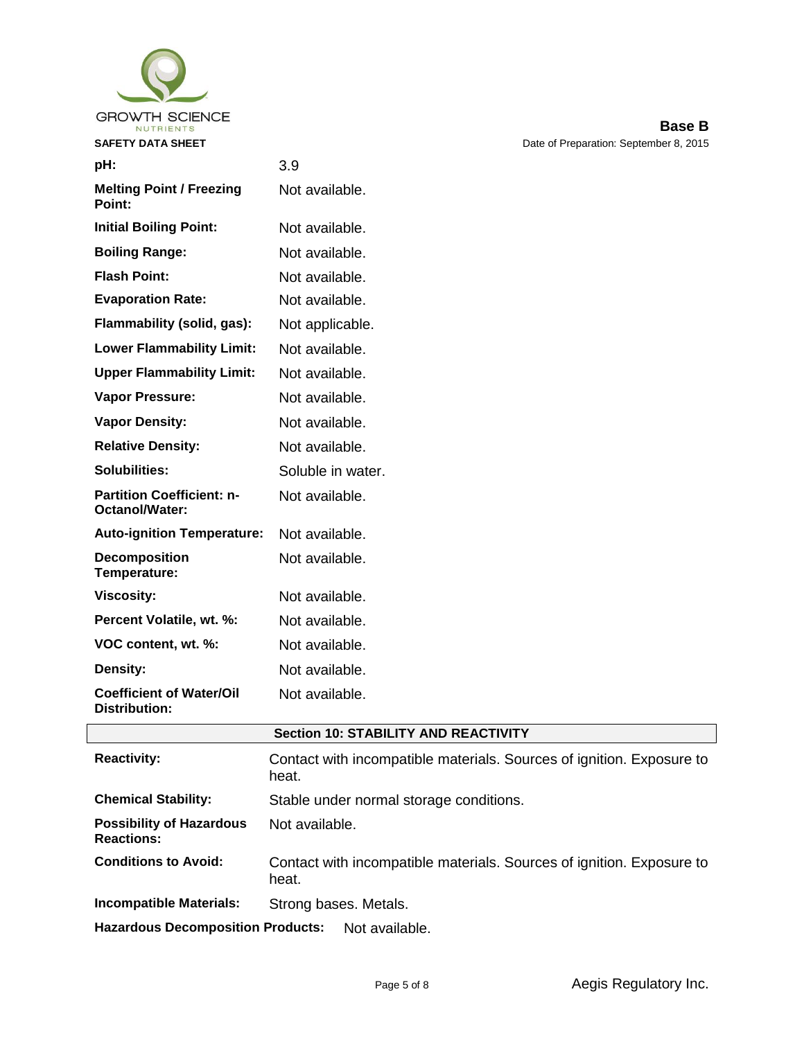| | |
|---|---|
| **pH:** | 3.9 |
| **Melting Point / Freezing Point:** | Not available. |
| **Initial Boiling Point:** | Not available. |
| **Boiling Range:** | Not available. |
| **Flash Point:** | Not available. |
| **Evaporation Rate:** | Not available. |
| **Flammability (solid, gas):** | Not applicable. |
| **Lower Flammability Limit:** | Not available. |
| **Upper Flammability Limit:** | Not available. |
| **Vapor Pressure:** | Not available. |
| **Vapor Density:** | Not available. |
| **Relative Density:** | Not available. |
| **Solubilities:** | Soluble in water. |
| **Partition Coefficient: n-Octanol/Water:** | Not available. |
| **Auto-ignition Temperature:** | Not available. |
| **Decomposition Temperature:** | Not available. |
| **Viscosity:** | Not available. |
| **Percent Volatile, wt. %:** | Not available. |
| **VOC content, wt. %:** | Not available. |
| **Density:** | Not available. |
| **Coefficient of Water/Oil Distribution:** | Not available. |

## Section 10: STABILITY AND REACTIVITY

| | |
|---|---|
| **Reactivity:** | Contact with incompatible materials. Sources of ignition. Exposure to heat. |
| **Chemical Stability:** | Stable under normal storage conditions. |
| **Possibility of Hazardous Reactions:** | Not available. |
| **Conditions to Avoid:** | Contact with incompatible materials. Sources of ignition. Exposure to heat. |
| **Incompatible Materials:** | Strong bases. Metals. |
| **Hazardous Decomposition Products:** | Not available. |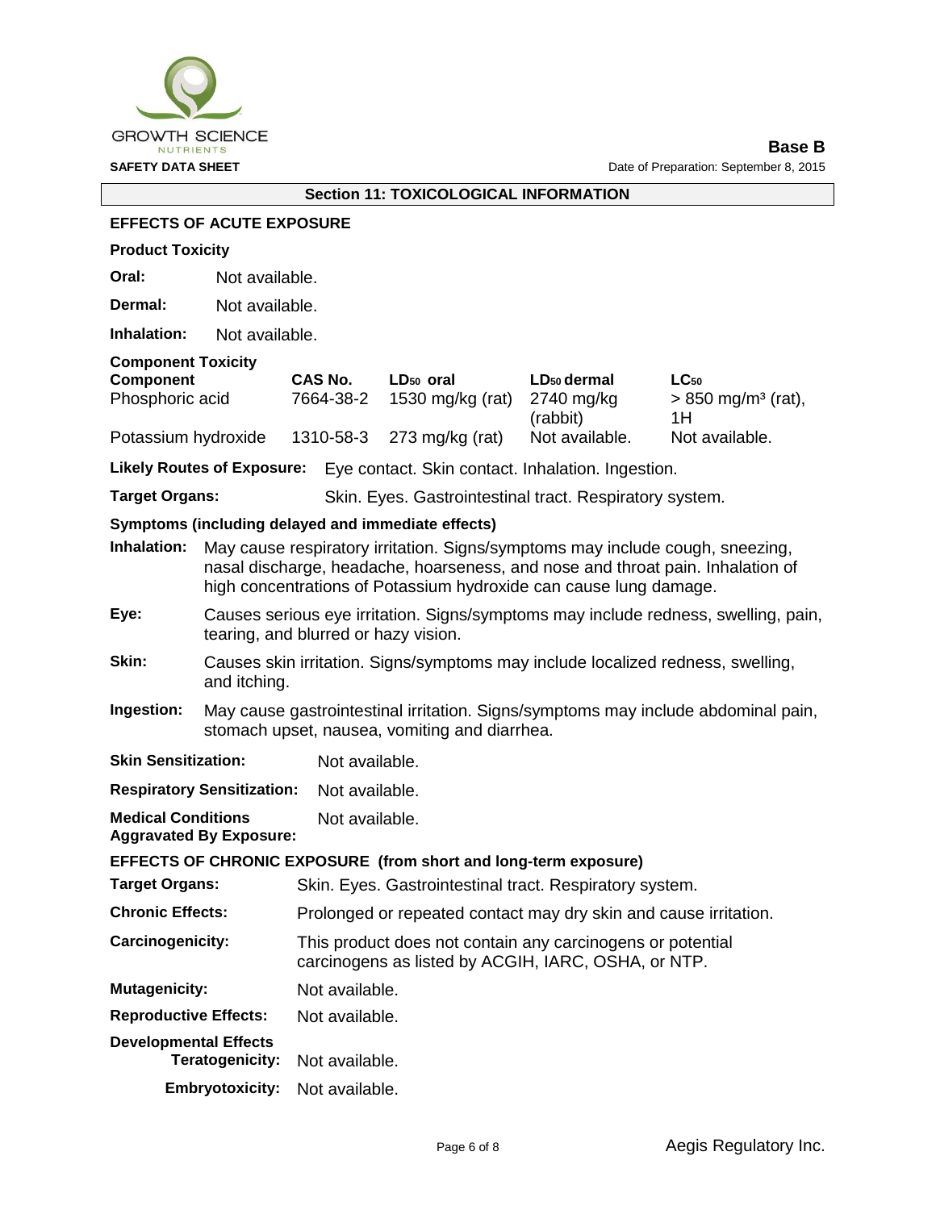## Section 11: TOXICOLOGICAL INFORMATION

### EFFECTS OF ACUTE EXPOSURE

**Product Toxicity**

**Oral:** Not available.

**Dermal:** Not available.

**Inhalation:** Not available.

**Component Toxicity**

| Component | CAS No. | $LD_{50}$ oral | $LD_{50}$ dermal | $LC_{50}$ |
|---|---|---|---|---|
| Phosphoric acid | 7664-38-2 | 1530 mg/kg (rat) | 2740 mg/kg (rabbit) | > 850 mg/m³ (rat), 1H |
| Potassium hydroxide | 1310-58-3 | 273 mg/kg (rat) | Not available. | Not available. |

**Likely Routes of Exposure:** Eye contact. Skin contact. Inhalation. Ingestion.

**Target Organs:** Skin. Eyes. Gastrointestinal tract. Respiratory system.

**Symptoms (including delayed and immediate effects)**

**Inhalation:** May cause respiratory irritation. Signs/symptoms may include cough, sneezing, nasal discharge, headache, hoarseness, and nose and throat pain. Inhalation of high concentrations of Potassium hydroxide can cause lung damage.

**Eye:** Causes serious eye irritation. Signs/symptoms may include redness, swelling, pain, tearing, and blurred or hazy vision.

**Skin:** Causes skin irritation. Signs/symptoms may include localized redness, swelling, and itching.

**Ingestion:** May cause gastrointestinal irritation. Signs/symptoms may include abdominal pain, stomach upset, nausea, vomiting and diarrhea.

**Skin Sensitization:** Not available.

**Respiratory Sensitization:** Not available.

**Medical Conditions Aggravated By Exposure:** Not available.

### EFFECTS OF CHRONIC EXPOSURE (from short and long-term exposure)

**Target Organs:** Skin. Eyes. Gastrointestinal tract. Respiratory system.

**Chronic Effects:** Prolonged or repeated contact may dry skin and cause irritation.

**Carcinogenicity:** This product does not contain any carcinogens or potential carcinogens as listed by ACGIH, IARC, OSHA, or NTP.

**Mutagenicity:** Not available.

**Reproductive Effects:** Not available.

**Developmental Effects**

**Teratogenicity:** Not available.

**Embryotoxicity:** Not available.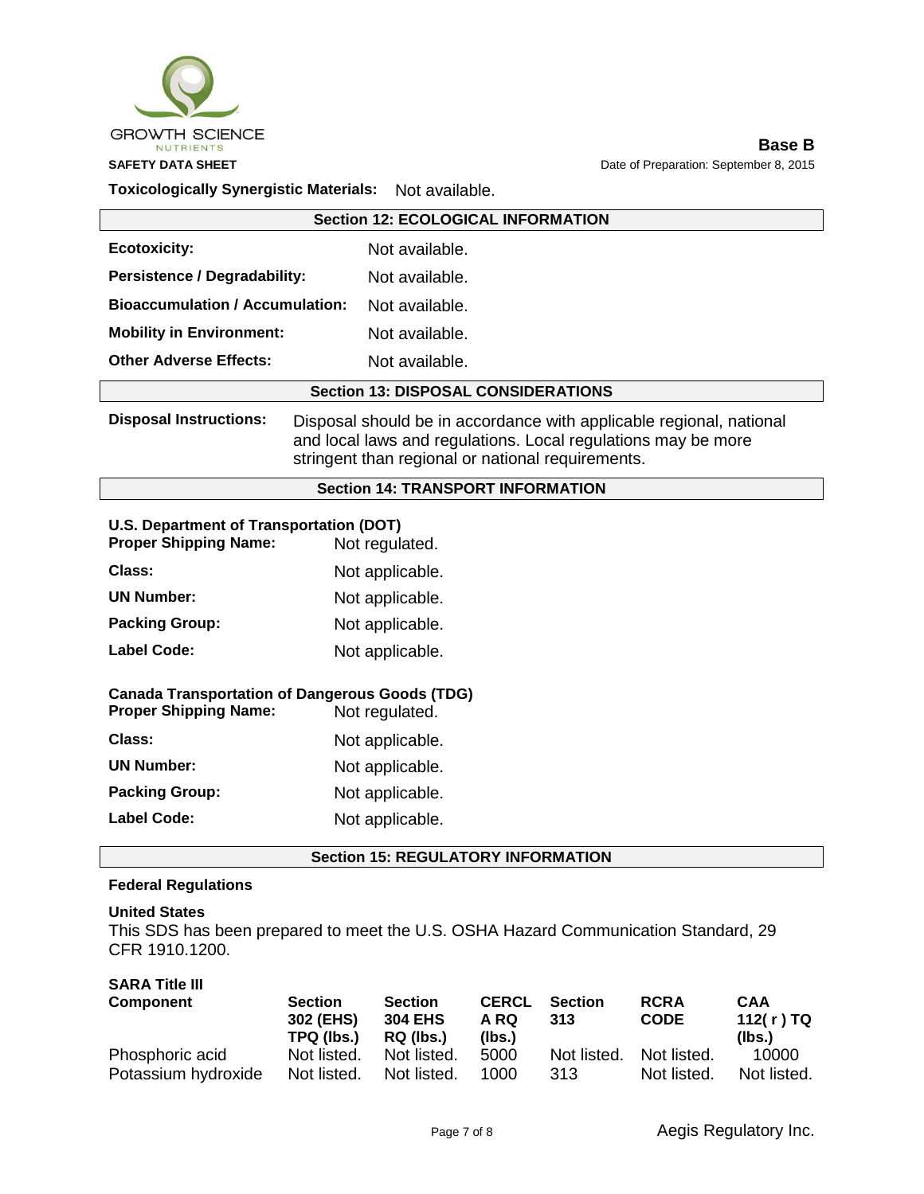**Toxicologically Synergistic Materials:** Not available.

## Section 12: ECOLOGICAL INFORMATION

**Ecotoxicity:** Not available.

**Persistence / Degradability:** Not available.

**Bioaccumulation / Accumulation:** Not available.

**Mobility in Environment:** Not available.

**Other Adverse Effects:** Not available.

## Section 13: DISPOSAL CONSIDERATIONS

**Disposal Instructions:** Disposal should be in accordance with applicable regional, national and local laws and regulations. Local regulations may be more stringent than regional or national requirements.

## Section 14: TRANSPORT INFORMATION

**U.S. Department of Transportation (DOT)**

**Proper Shipping Name:** Not regulated.

**Class:** Not applicable.

**UN Number:** Not applicable.

**Packing Group:** Not applicable.

**Label Code:** Not applicable.

**Canada Transportation of Dangerous Goods (TDG)**

**Proper Shipping Name:** Not regulated.

**Class:** Not applicable.

**UN Number:** Not applicable.

**Packing Group:** Not applicable.

**Label Code:** Not applicable.

## Section 15: REGULATORY INFORMATION

**Federal Regulations**

**United States**

This SDS has been prepared to meet the U.S. OSHA Hazard Communication Standard, 29 CFR 1910.1200.

**SARA Title III**

| Component | Section 302 (EHS) TPQ (lbs.) | Section 304 EHS RQ (lbs.) | CERCLA RQ (lbs.) | Section 313 | RCRA CODE | CAA 112( r ) TQ (lbs.) |
|---|---|---|---|---|---|---|
| Phosphoric acid | Not listed. | Not listed. | 5000 | Not listed. | Not listed. | 10000 |
| Potassium hydroxide | Not listed. | Not listed. | 1000 | 313 | Not listed. | Not listed. |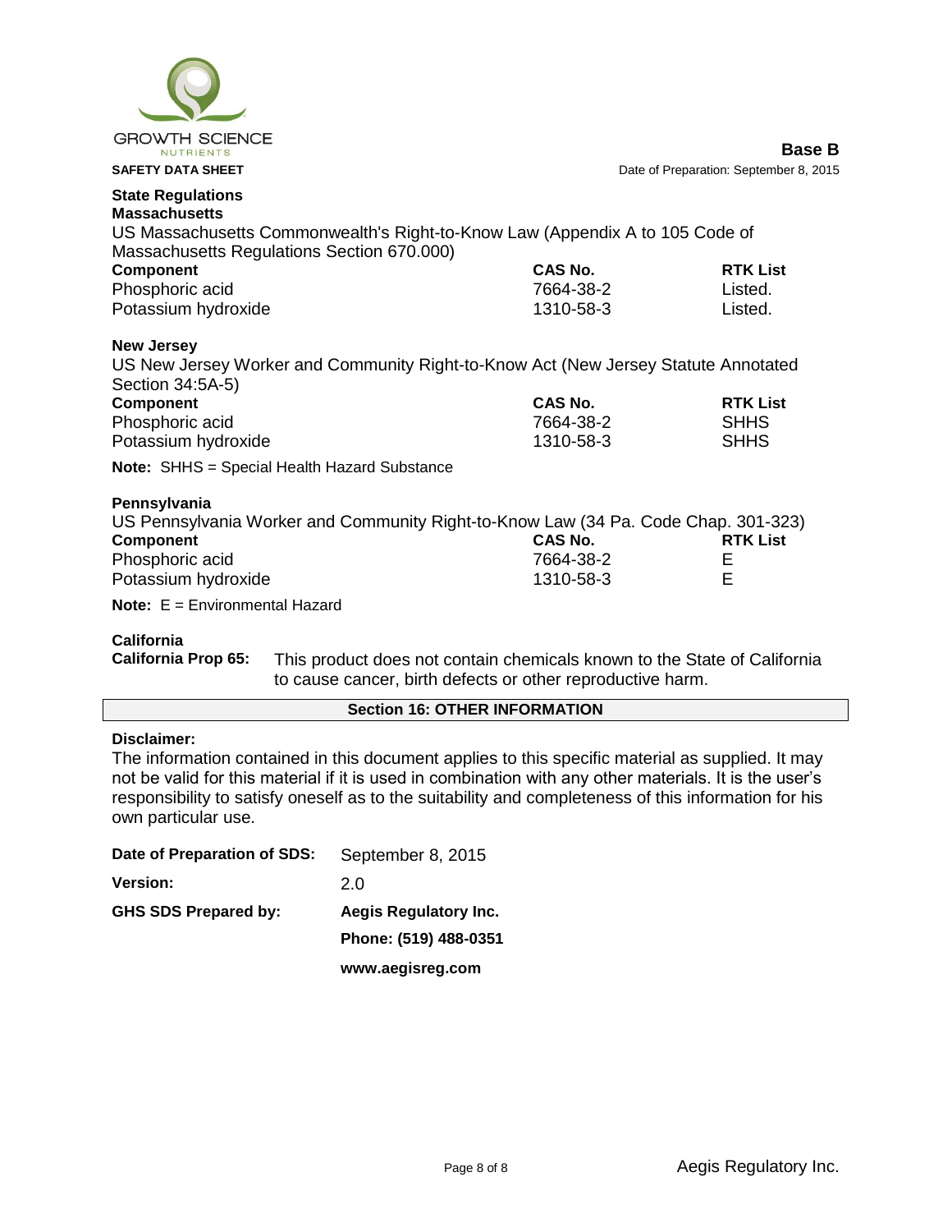### State Regulations

**Massachusetts**

US Massachusetts Commonwealth's Right-to-Know Law (Appendix A to 105 Code of Massachusetts Regulations Section 670.000)

| Component | CAS No. | RTK List |
| --- | --- | --- |
| Phosphoric acid | 7664-38-2 | Listed. |
| Potassium hydroxide | 1310-58-3 | Listed. |

**New Jersey**

US New Jersey Worker and Community Right-to-Know Act (New Jersey Statute Annotated Section 34:5A-5)

| Component | CAS No. | RTK List |
| --- | --- | --- |
| Phosphoric acid | 7664-38-2 | SHHS |
| Potassium hydroxide | 1310-58-3 | SHHS |

**Note:** SHHS = Special Health Hazard Substance

**Pennsylvania**

US Pennsylvania Worker and Community Right-to-Know Law (34 Pa. Code Chap. 301-323)

| Component | CAS No. | RTK List |
| --- | --- | --- |
| Phosphoric acid | 7664-38-2 | E |
| Potassium hydroxide | 1310-58-3 | E |

**Note:** E = Environmental Hazard

**California**

**California Prop 65:** This product does not contain chemicals known to the State of California to cause cancer, birth defects or other reproductive harm.

## Section 16: OTHER INFORMATION

**Disclaimer:**

The information contained in this document applies to this specific material as supplied. It may not be valid for this material if it is used in combination with any other materials. It is the user's responsibility to satisfy oneself as to the suitability and completeness of this information for his own particular use.

**Date of Preparation of SDS:** September 8, 2015

**Version:** 2.0

**GHS SDS Prepared by:** **Aegis Regulatory Inc.**

**Phone: (519) 488-0351**

**www.aegisreg.com**